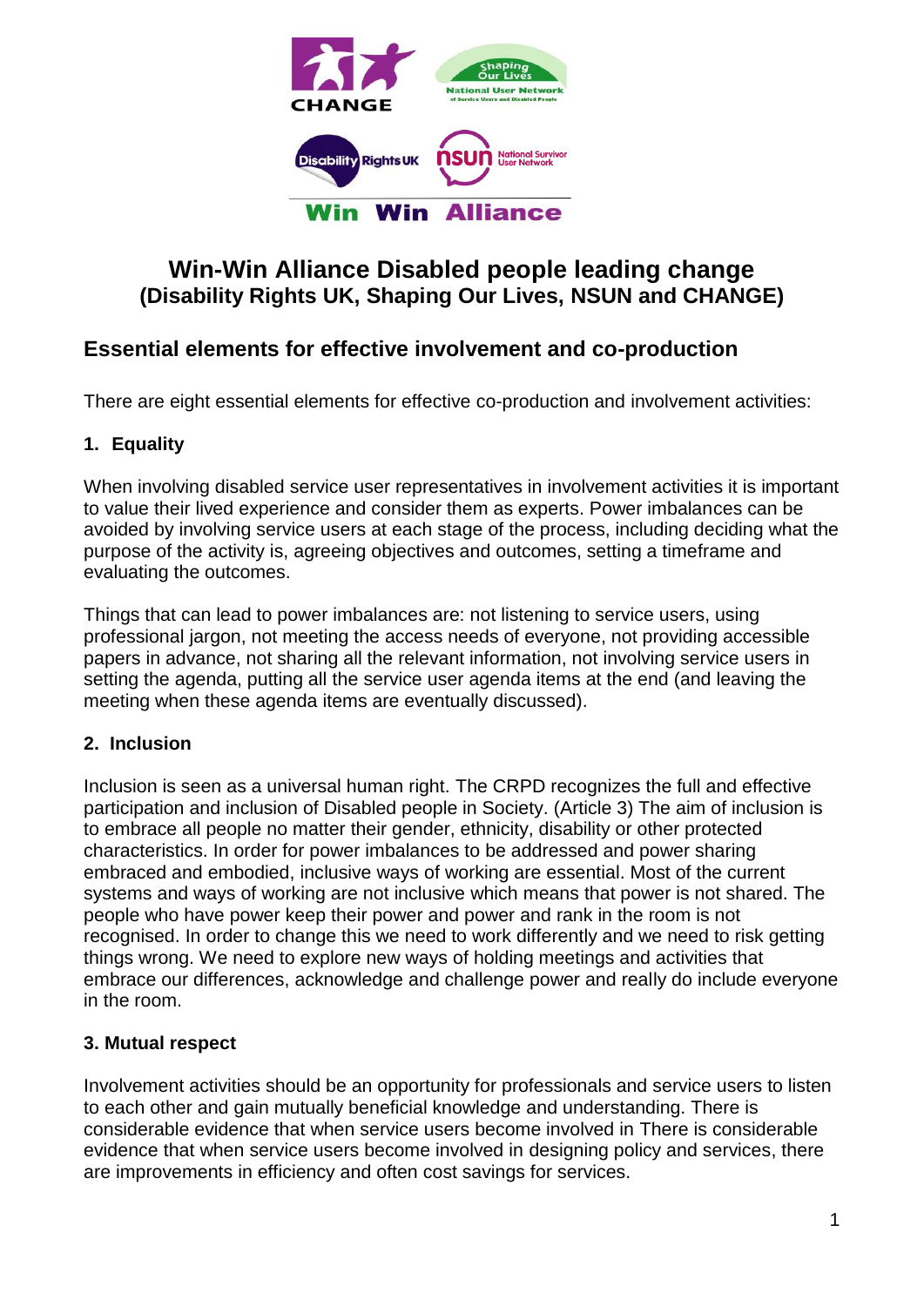# Win-Win Alliance Disabled people leading change
**(Disability Rights UK, Shaping Our Lives, NSUN and CHANGE)**

## Essential elements for effective involvement and co-production

There are eight essential elements for effective co-production and involvement activities:

### 1. Equality

When involving disabled service user representatives in involvement activities it is important to value their lived experience and consider them as experts. Power imbalances can be avoided by involving service users at each stage of the process, including deciding what the purpose of the activity is, agreeing objectives and outcomes, setting a timeframe and evaluating the outcomes.

Things that can lead to power imbalances are: not listening to service users, using professional jargon, not meeting the access needs of everyone, not providing accessible papers in advance, not sharing all the relevant information, not involving service users in setting the agenda, putting all the service user agenda items at the end (and leaving the meeting when these agenda items are eventually discussed).

### 2. Inclusion

Inclusion is seen as a universal human right. The CRPD recognizes the full and effective participation and inclusion of Disabled people in Society. (Article 3) The aim of inclusion is to embrace all people no matter their gender, ethnicity, disability or other protected characteristics. In order for power imbalances to be addressed and power sharing embraced and embodied, inclusive ways of working are essential. Most of the current systems and ways of working are not inclusive which means that power is not shared. The people who have power keep their power and power and rank in the room is not recognised. In order to change this we need to work differently and we need to risk getting things wrong. We need to explore new ways of holding meetings and activities that embrace our differences, acknowledge and challenge power and really do include everyone in the room.

### 3. Mutual respect

Involvement activities should be an opportunity for professionals and service users to listen to each other and gain mutually beneficial knowledge and understanding. There is considerable evidence that when service users become involved in There is considerable evidence that when service users become involved in designing policy and services, there are improvements in efficiency and often cost savings for services.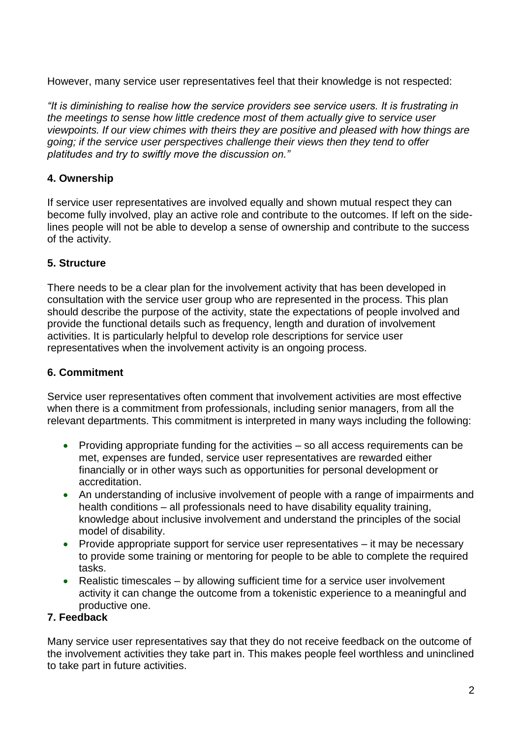However, many service user representatives feel that their knowledge is not respected:

*"It is diminishing to realise how the service providers see service users. It is frustrating in the meetings to sense how little credence most of them actually give to service user viewpoints. If our view chimes with theirs they are positive and pleased with how things are going; if the service user perspectives challenge their views then they tend to offer platitudes and try to swiftly move the discussion on."*

### 4. Ownership

If service user representatives are involved equally and shown mutual respect they can become fully involved, play an active role and contribute to the outcomes. If left on the side-lines people will not be able to develop a sense of ownership and contribute to the success of the activity.

### 5. Structure

There needs to be a clear plan for the involvement activity that has been developed in consultation with the service user group who are represented in the process. This plan should describe the purpose of the activity, state the expectations of people involved and provide the functional details such as frequency, length and duration of involvement activities. It is particularly helpful to develop role descriptions for service user representatives when the involvement activity is an ongoing process.

### 6. Commitment

Service user representatives often comment that involvement activities are most effective when there is a commitment from professionals, including senior managers, from all the relevant departments. This commitment is interpreted in many ways including the following:

- Providing appropriate funding for the activities – so all access requirements can be met, expenses are funded, service user representatives are rewarded either financially or in other ways such as opportunities for personal development or accreditation.
- An understanding of inclusive involvement of people with a range of impairments and health conditions – all professionals need to have disability equality training, knowledge about inclusive involvement and understand the principles of the social model of disability.
- Provide appropriate support for service user representatives – it may be necessary to provide some training or mentoring for people to be able to complete the required tasks.
- Realistic timescales – by allowing sufficient time for a service user involvement activity it can change the outcome from a tokenistic experience to a meaningful and productive one.

### 7. Feedback

Many service user representatives say that they do not receive feedback on the outcome of the involvement activities they take part in. This makes people feel worthless and uninclined to take part in future activities.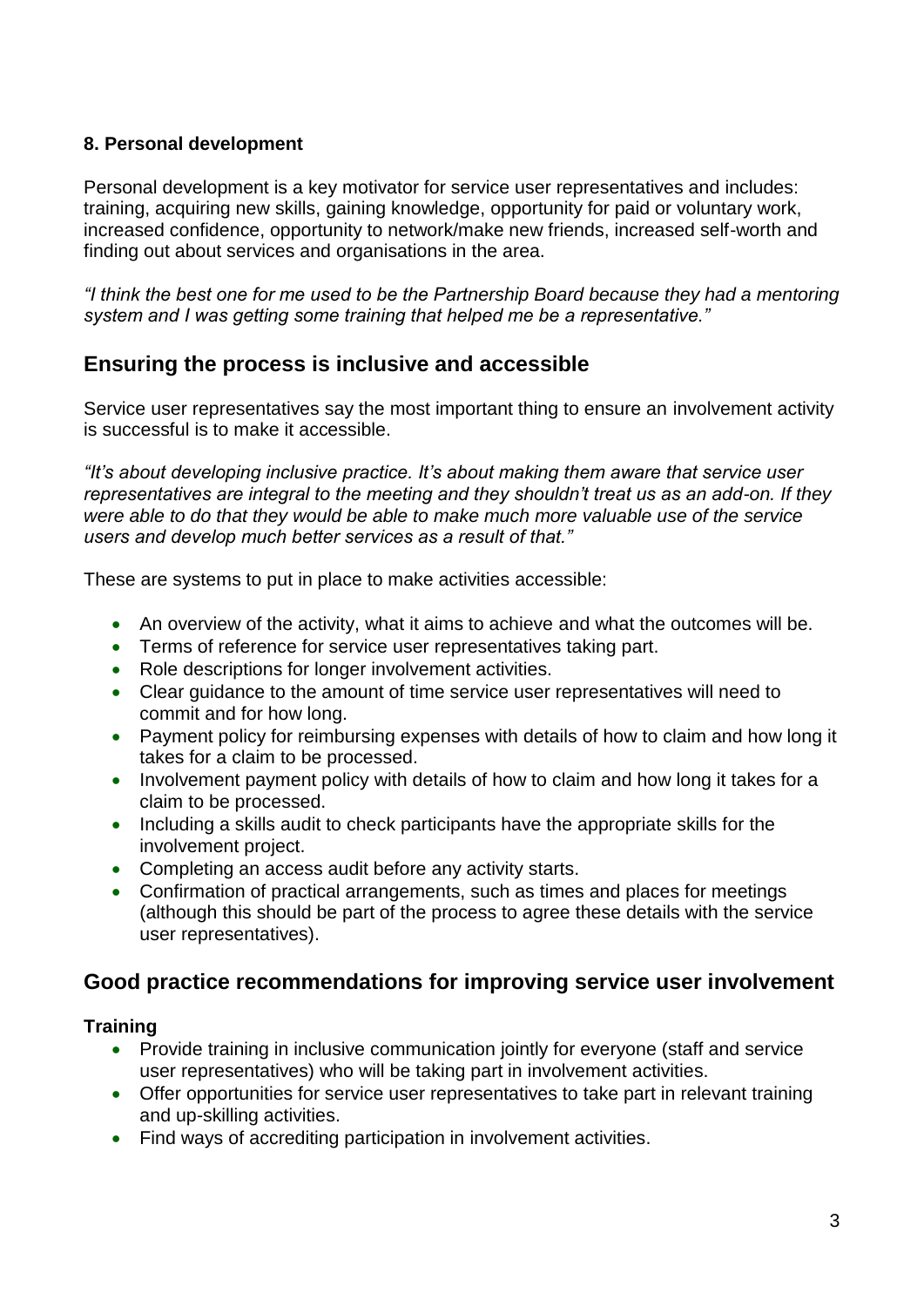**8. Personal development**

Personal development is a key motivator for service user representatives and includes: training, acquiring new skills, gaining knowledge, opportunity for paid or voluntary work, increased confidence, opportunity to network/make new friends, increased self-worth and finding out about services and organisations in the area.

*"I think the best one for me used to be the Partnership Board because they had a mentoring system and I was getting some training that helped me be a representative."*

## Ensuring the process is inclusive and accessible

Service user representatives say the most important thing to ensure an involvement activity is successful is to make it accessible.

*"It's about developing inclusive practice. It's about making them aware that service user representatives are integral to the meeting and they shouldn't treat us as an add-on. If they were able to do that they would be able to make much more valuable use of the service users and develop much better services as a result of that."*

These are systems to put in place to make activities accessible:

- An overview of the activity, what it aims to achieve and what the outcomes will be.
- Terms of reference for service user representatives taking part.
- Role descriptions for longer involvement activities.
- Clear guidance to the amount of time service user representatives will need to commit and for how long.
- Payment policy for reimbursing expenses with details of how to claim and how long it takes for a claim to be processed.
- Involvement payment policy with details of how to claim and how long it takes for a claim to be processed.
- Including a skills audit to check participants have the appropriate skills for the involvement project.
- Completing an access audit before any activity starts.
- Confirmation of practical arrangements, such as times and places for meetings (although this should be part of the process to agree these details with the service user representatives).

## Good practice recommendations for improving service user involvement

**Training**

- Provide training in inclusive communication jointly for everyone (staff and service user representatives) who will be taking part in involvement activities.
- Offer opportunities for service user representatives to take part in relevant training and up-skilling activities.
- Find ways of accrediting participation in involvement activities.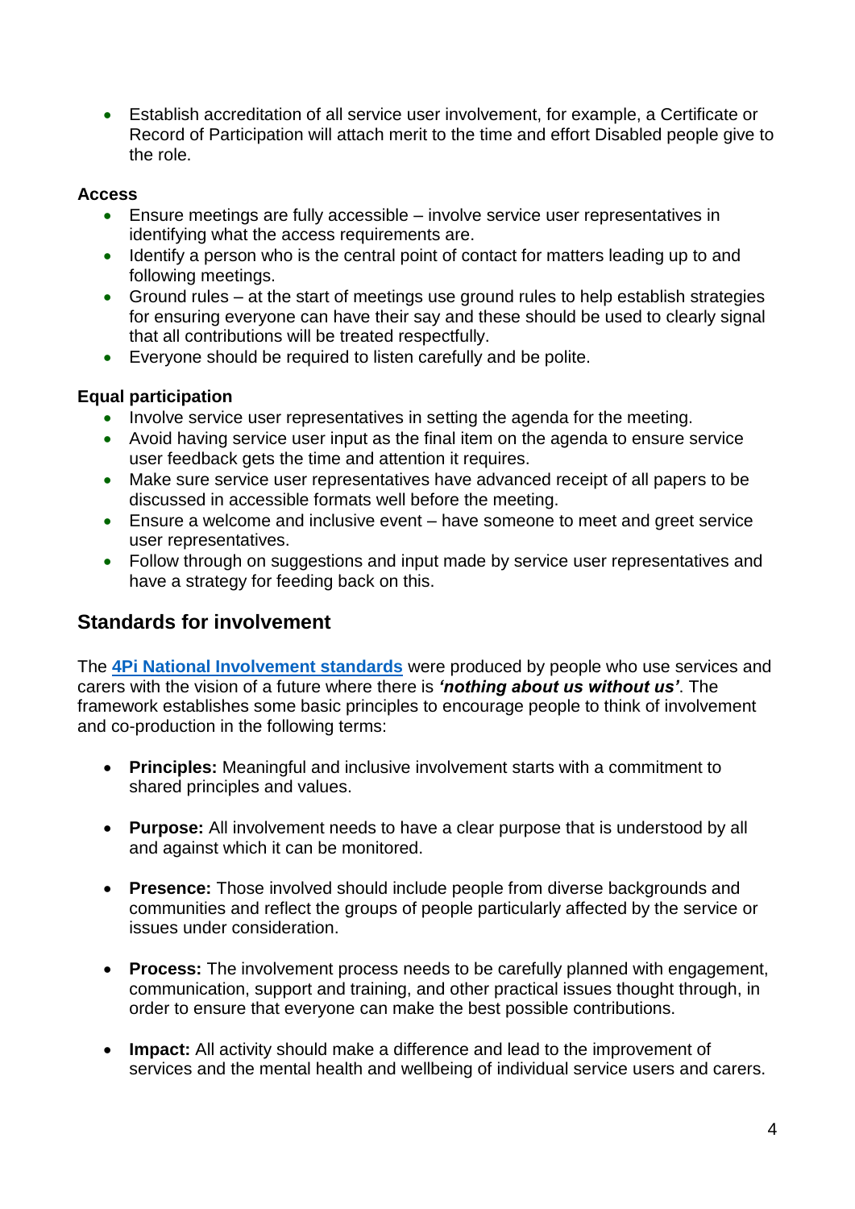- Establish accreditation of all service user involvement, for example, a Certificate or Record of Participation will attach merit to the time and effort Disabled people give to the role.

**Access**

- Ensure meetings are fully accessible – involve service user representatives in identifying what the access requirements are.
- Identify a person who is the central point of contact for matters leading up to and following meetings.
- Ground rules – at the start of meetings use ground rules to help establish strategies for ensuring everyone can have their say and these should be used to clearly signal that all contributions will be treated respectfully.
- Everyone should be required to listen carefully and be polite.

**Equal participation**

- Involve service user representatives in setting the agenda for the meeting.
- Avoid having service user input as the final item on the agenda to ensure service user feedback gets the time and attention it requires.
- Make sure service user representatives have advanced receipt of all papers to be discussed in accessible formats well before the meeting.
- Ensure a welcome and inclusive event – have someone to meet and greet service user representatives.
- Follow through on suggestions and input made by service user representatives and have a strategy for feeding back on this.

## Standards for involvement

The **4Pi National Involvement standards** were produced by people who use services and carers with the vision of a future where there is ***'nothing about us without us'***. The framework establishes some basic principles to encourage people to think of involvement and co-production in the following terms:

- **Principles:** Meaningful and inclusive involvement starts with a commitment to shared principles and values.

- **Purpose:** All involvement needs to have a clear purpose that is understood by all and against which it can be monitored.

- **Presence:** Those involved should include people from diverse backgrounds and communities and reflect the groups of people particularly affected by the service or issues under consideration.

- **Process:** The involvement process needs to be carefully planned with engagement, communication, support and training, and other practical issues thought through, in order to ensure that everyone can make the best possible contributions.

- **Impact:** All activity should make a difference and lead to the improvement of services and the mental health and wellbeing of individual service users and carers.